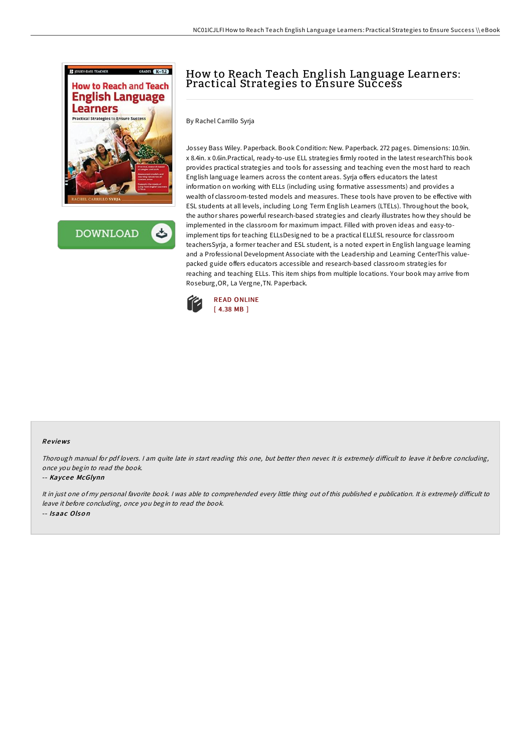# How to Reach Teach English Language Learners: Practical Strategies to Ensure Success

By Rachel Carrillo Syrja

Jossey Bass Wiley. Paperback. Book Condition: New. Paperback. 272 pages. Dimensions: 10.9in. x 8.4in. x 0.6in.Practical, ready-to-use ELL strategies firmly rooted in the latest researchThis book provides practical strategies and tools for assessing and teaching even the most hard to reach English language learners across the content areas. Syrja offers educators the latest information on working with ELLs (including using formative assessments) and provides a wealth of classroom-tested models and measures. These tools have proven to be effective with ESL students at all levels, including Long Term English Learners (LTELs). Throughout the book, the author shares powerful research-based strategies and clearly illustrates how they should be implemented in the classroom for maximum impact. Filled with proven ideas and easy-to-implement tips for teaching ELLsDesigned to be a practical ELLESL resource for classroom teachersSyrja, a former teacher and ESL student, is a noted expert in English language learning and a Professional Development Associate with the Leadership and Learning CenterThis value-packed guide offers educators accessible and research-based classroom strategies for reaching and teaching ELLs. This item ships from multiple locations. Your book may arrive from Roseburg,OR, La Vergne,TN. Paperback.

READ ONLINE
[ 4.38 MB ]

### Reviews

*Thorough manual for pdf lovers. I am quite late in start reading this one, but better then never. It is extremely difficult to leave it before concluding, once you begin to read the book.*

-- *Kaycee McGlynn*

*It in just one of my personal favorite book. I was able to comprehended every little thing out of this published e publication. It is extremely difficult to leave it before concluding, once you begin to read the book.*

-- *Isaac Olson*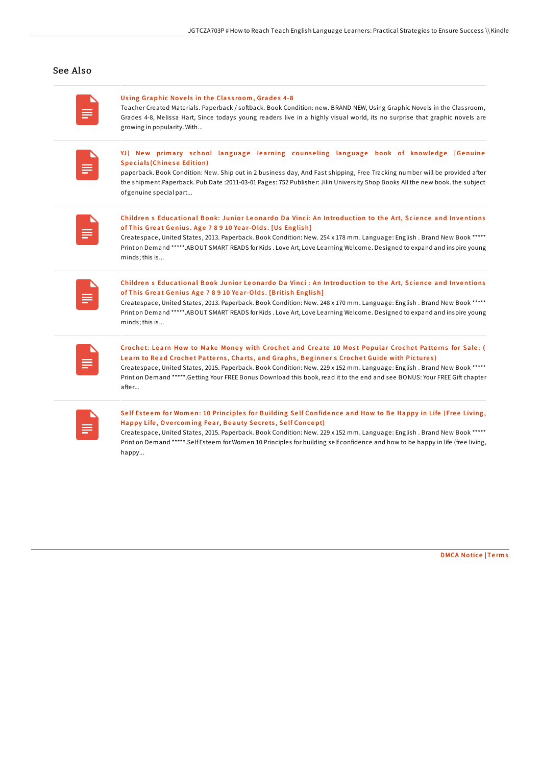## See Also

**Using Graphic Novels in the Classroom, Grades 4-8**

Teacher Created Materials. Paperback / softback. Book Condition: new. BRAND NEW, Using Graphic Novels in the Classroom, Grades 4-8, Melissa Hart, Since todays young readers live in a highly visual world, its no surprise that graphic novels are growing in popularity. With...

**YJ] New primary school language learning counseling language book of knowledge [Genuine Specials(Chinese Edition)**

paperback. Book Condition: New. Ship out in 2 business day, And Fast shipping, Free Tracking number will be provided after the shipment.Paperback. Pub Date :2011-03-01 Pages: 752 Publisher: Jilin University Shop Books All the new book. the subject of genuine special part...

**Children s Educational Book: Junior Leonardo Da Vinci: An Introduction to the Art, Science and Inventions of This Great Genius. Age 7 8 9 10 Year-Olds. [Us English]**

Createspace, United States, 2013. Paperback. Book Condition: New. 254 x 178 mm. Language: English . Brand New Book ***** Print on Demand *****.ABOUT SMART READS for Kids . Love Art, Love Learning Welcome. Designed to expand and inspire young minds; this is...

**Children s Educational Book Junior Leonardo Da Vinci : An Introduction to the Art, Science and Inventions of This Great Genius Age 7 8 9 10 Year-Olds. [British English]**

Createspace, United States, 2013. Paperback. Book Condition: New. 248 x 170 mm. Language: English . Brand New Book ***** Print on Demand *****.ABOUT SMART READS for Kids . Love Art, Love Learning Welcome. Designed to expand and inspire young minds; this is...

**Crochet: Learn How to Make Money with Crochet and Create 10 Most Popular Crochet Patterns for Sale: ( Learn to Read Crochet Patterns, Charts, and Graphs, Beginner s Crochet Guide with Pictures)**

Createspace, United States, 2015. Paperback. Book Condition: New. 229 x 152 mm. Language: English . Brand New Book ***** Print on Demand *****.Getting Your FREE Bonus Download this book, read it to the end and see BONUS: Your FREE Gift chapter after...

**Self Esteem for Women: 10 Principles for Building Self Confidence and How to Be Happy in Life (Free Living, Happy Life, Overcoming Fear, Beauty Secrets, Self Concept)**

Createspace, United States, 2015. Paperback. Book Condition: New. 229 x 152 mm. Language: English . Brand New Book ***** Print on Demand *****.Self Esteem for Women 10 Principles for building self confidence and how to be happy in life (free living, happy...